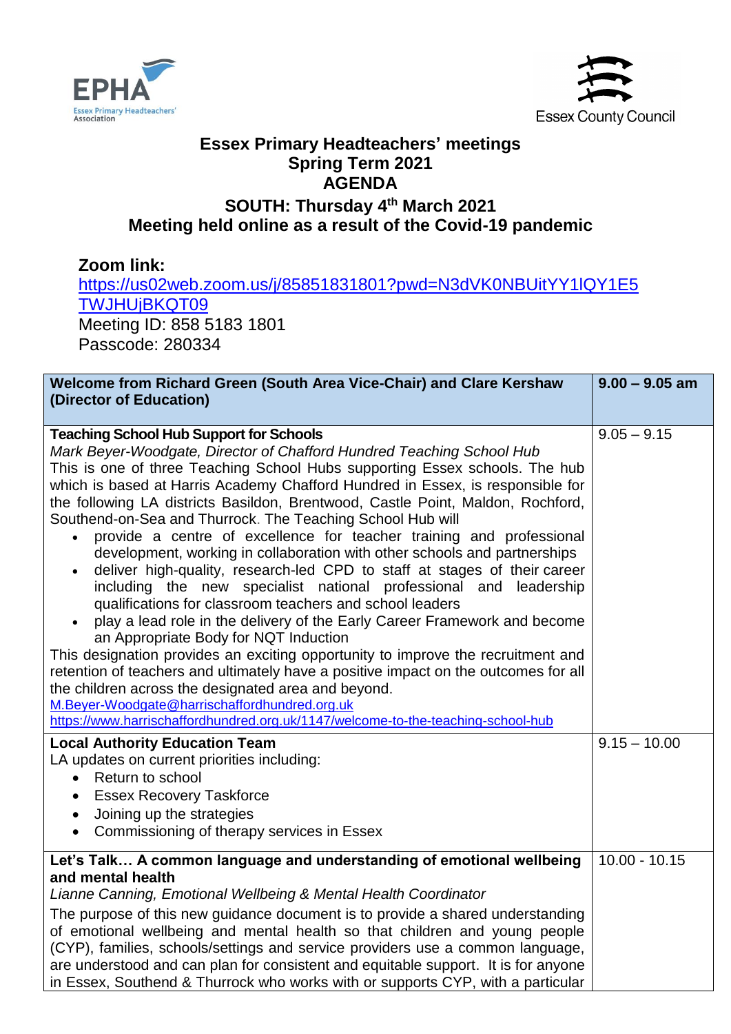# Essex Primary Headteachers' meetings
## Spring Term 2021
## AGENDA
### SOUTH: Thursday 4th March 2021
### Meeting held online as a result of the Covid-19 pandemic

**Zoom link:**
https://us02web.zoom.us/j/85851831801?pwd=N3dVK0NBUitYY1lQY1E5TWJHUjBKQT09
Meeting ID: 858 5183 1801
Passcode: 280334

| **Welcome from Richard Green (South Area Vice-Chair) and Clare Kershaw (Director of Education)** | **9.00 – 9.05 am** |
|---|---|
| **Teaching School Hub Support for Schools**<br>*Mark Beyer-Woodgate, Director of Chafford Hundred Teaching School Hub*<br>This is one of three Teaching School Hubs supporting Essex schools. The hub which is based at Harris Academy Chafford Hundred in Essex, is responsible for the following LA districts Basildon, Brentwood, Castle Point, Maldon, Rochford, Southend-on-Sea and Thurrock. The Teaching School Hub will<br>• provide a centre of excellence for teacher training and professional development, working in collaboration with other schools and partnerships<br>• deliver high-quality, research-led CPD to staff at stages of their career including the new specialist national professional and leadership qualifications for classroom teachers and school leaders<br>• play a lead role in the delivery of the Early Career Framework and become an Appropriate Body for NQT Induction<br>This designation provides an exciting opportunity to improve the recruitment and retention of teachers and ultimately have a positive impact on the outcomes for all the children across the designated area and beyond.<br>M.Beyer-Woodgate@harrischaffordhundred.org.uk<br>https://www.harrischaffordhundred.org.uk/1147/welcome-to-the-teaching-school-hub | 9.05 – 9.15 |
| **Local Authority Education Team**<br>LA updates on current priorities including:<br>• Return to school<br>• Essex Recovery Taskforce<br>• Joining up the strategies<br>• Commissioning of therapy services in Essex | 9.15 – 10.00 |
| **Let's Talk… A common language and understanding of emotional wellbeing and mental health**<br>*Lianne Canning, Emotional Wellbeing & Mental Health Coordinator*<br>The purpose of this new guidance document is to provide a shared understanding of emotional wellbeing and mental health so that children and young people (CYP), families, schools/settings and service providers use a common language, are understood and can plan for consistent and equitable support. It is for anyone in Essex, Southend & Thurrock who works with or supports CYP, with a particular | 10.00 - 10.15 |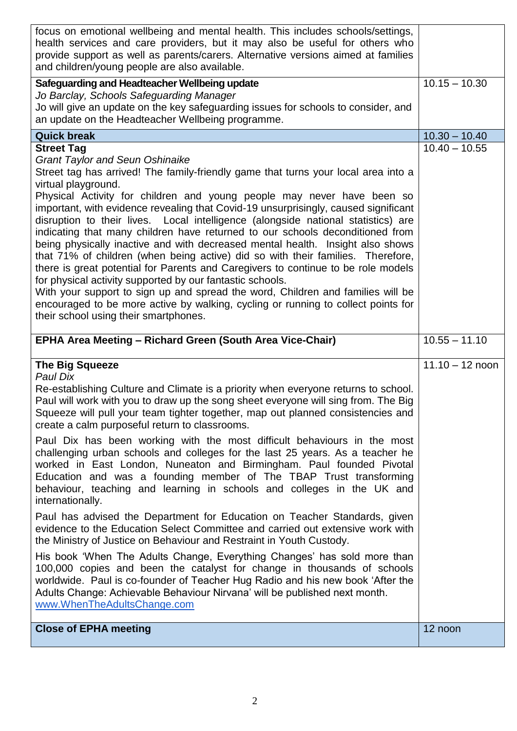| | |
|---|---|
| focus on emotional wellbeing and mental health. This includes schools/settings, health services and care providers, but it may also be useful for others who provide support as well as parents/carers. Alternative versions aimed at families and children/young people are also available. | |
| **Safeguarding and Headteacher Wellbeing update**<br>*Jo Barclay, Schools Safeguarding Manager*<br>Jo will give an update on the key safeguarding issues for schools to consider, and an update on the Headteacher Wellbeing programme. | 10.15 – 10.30 |
| **Quick break** | 10.30 – 10.40 |
| **Street Tag**<br>*Grant Taylor and Seun Oshinaike*<br>Street tag has arrived! The family-friendly game that turns your local area into a virtual playground.<br>Physical Activity for children and young people may never have been so important, with evidence revealing that Covid-19 unsurprisingly, caused significant disruption to their lives. Local intelligence (alongside national statistics) are indicating that many children have returned to our schools deconditioned from being physically inactive and with decreased mental health. Insight also shows that 71% of children (when being active) did so with their families. Therefore, there is great potential for Parents and Caregivers to continue to be role models for physical activity supported by our fantastic schools.<br>With your support to sign up and spread the word, Children and families will be encouraged to be more active by walking, cycling or running to collect points for their school using their smartphones. | 10.40 – 10.55 |
| **EPHA Area Meeting – Richard Green (South Area Vice-Chair)** | 10.55 – 11.10 |
| **The Big Squeeze**<br>*Paul Dix*<br>Re-establishing Culture and Climate is a priority when everyone returns to school. Paul will work with you to draw up the song sheet everyone will sing from. The Big Squeeze will pull your team tighter together, map out planned consistencies and create a calm purposeful return to classrooms.<br><br>Paul Dix has been working with the most difficult behaviours in the most challenging urban schools and colleges for the last 25 years. As a teacher he worked in East London, Nuneaton and Birmingham. Paul founded Pivotal Education and was a founding member of The TBAP Trust transforming behaviour, teaching and learning in schools and colleges in the UK and internationally.<br><br>Paul has advised the Department for Education on Teacher Standards, given evidence to the Education Select Committee and carried out extensive work with the Ministry of Justice on Behaviour and Restraint in Youth Custody.<br><br>His book 'When The Adults Change, Everything Changes' has sold more than 100,000 copies and been the catalyst for change in thousands of schools worldwide. Paul is co-founder of Teacher Hug Radio and his new book 'After the Adults Change: Achievable Behaviour Nirvana' will be published next month.<br>[www.WhenTheAdultsChange.com](http://www.WhenTheAdultsChange.com) | 11.10 – 12 noon |
| **Close of EPHA meeting** | 12 noon |